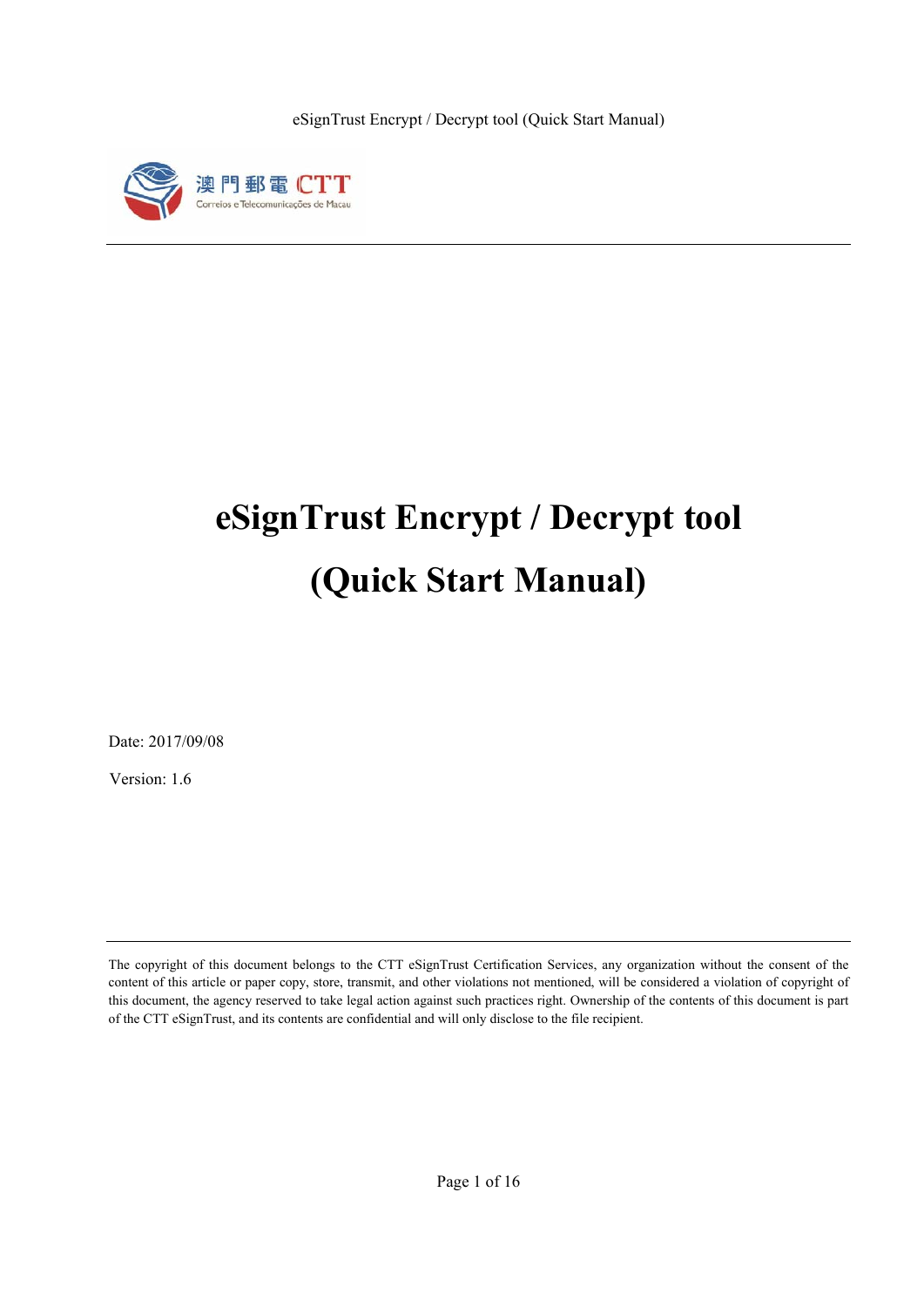# eSignTrust Encrypt / Decrypt tool

# (Quick Start Manual)

Date: 2017/09/08

Version: 1.6

The copyright of this document belongs to the CTT eSignTrust Certification Services, any organization without the consent of the content of this article or paper copy, store, transmit, and other violations not mentioned, will be considered a violation of copyright of this document, the agency reserved to take legal action against such practices right. Ownership of the contents of this document is part of the CTT eSignTrust, and its contents are confidential and will only disclose to the file recipient.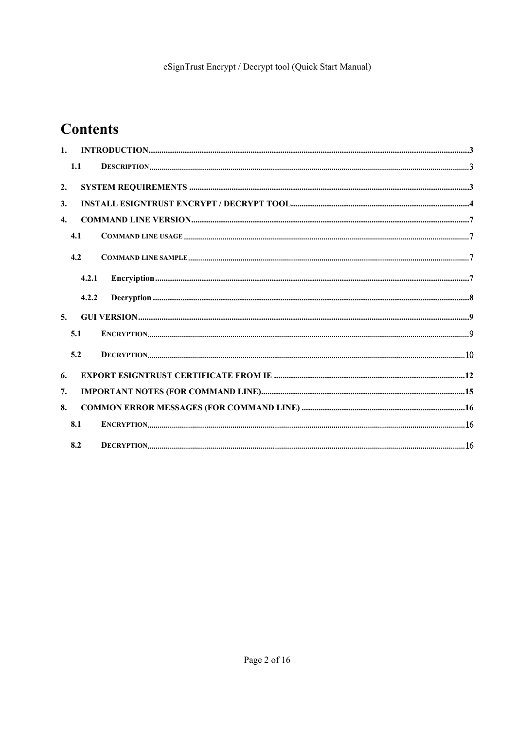# Contents

1. INTRODUCTION ..... 3
   - 1.1 DESCRIPTION ..... 3
2. SYSTEM REQUIREMENTS ..... 3
3. INSTALL ESIGNTRUST ENCRYPT / DECRYPT TOOL ..... 4
4. COMMAND LINE VERSION ..... 7
   - 4.1 COMMAND LINE USAGE ..... 7
   - 4.2 COMMAND LINE SAMPLE ..... 7
     - 4.2.1 Encryiption ..... 7
     - 4.2.2 Decryption ..... 8
5. GUI VERSION ..... 9
   - 5.1 ENCRYPTION ..... 9
   - 5.2 DECRYPTION ..... 10
6. EXPORT ESIGNTRUST CERTIFICATE FROM IE ..... 12
7. IMPORTANT NOTES (FOR COMMAND LINE) ..... 15
8. COMMON ERROR MESSAGES (FOR COMMAND LINE) ..... 16
   - 8.1 ENCRYPTION ..... 16
   - 8.2 DECRYPTION ..... 16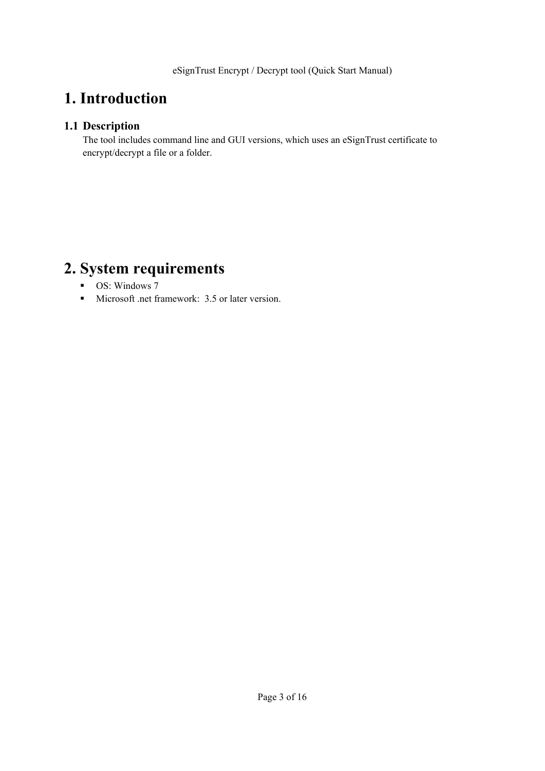# 1. Introduction

## 1.1 Description

The tool includes command line and GUI versions, which uses an eSignTrust certificate to encrypt/decrypt a file or a folder.

# 2. System requirements

- OS: Windows 7
- Microsoft .net framework:  3.5 or later version.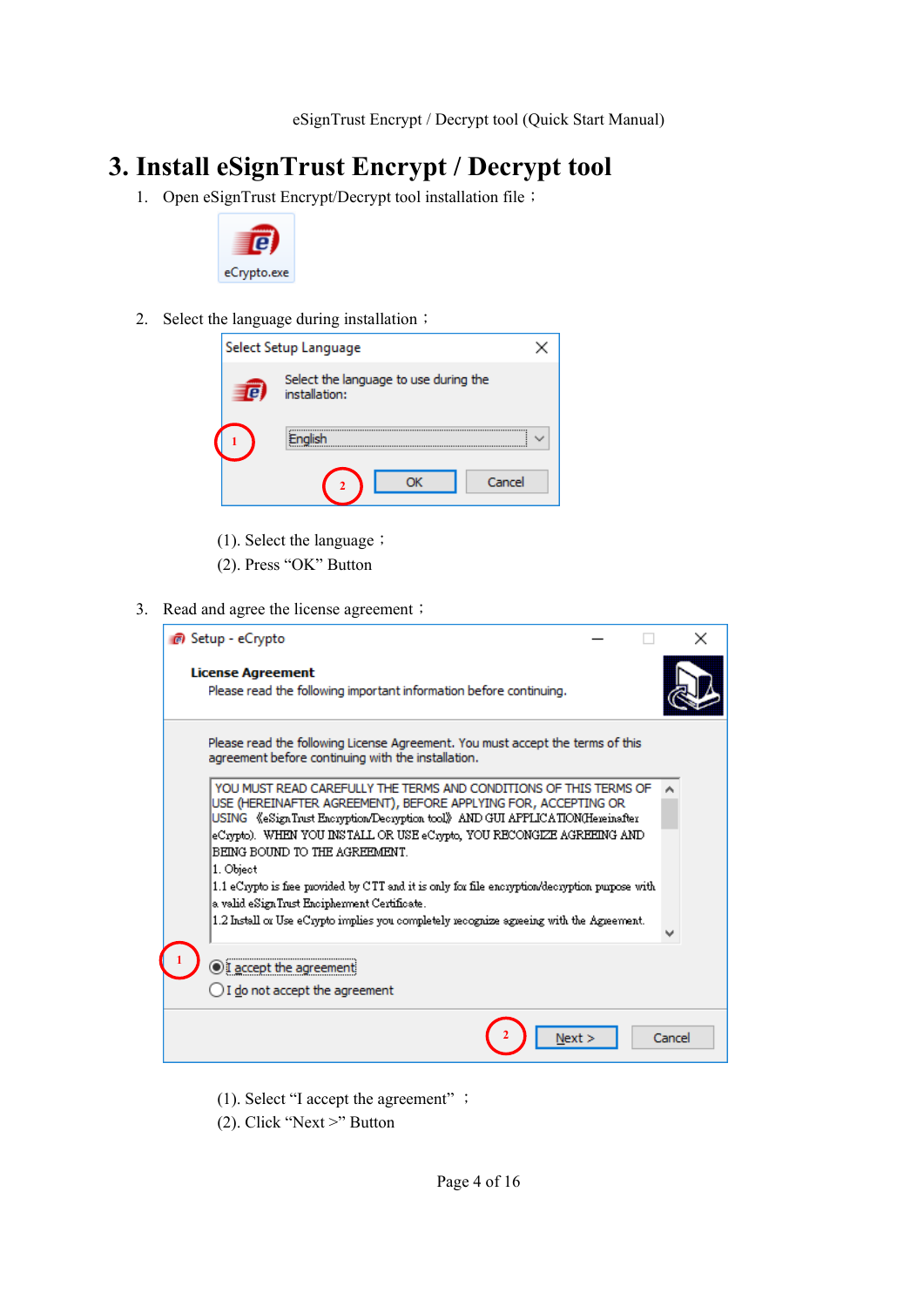# 3. Install eSignTrust Encrypt / Decrypt tool

1. Open eSignTrust Encrypt/Decrypt tool installation file；

2. Select the language during installation；

   (1). Select the language；
   (2). Press "OK" Button

3. Read and agree the license agreement；

   (1). Select "I accept the agreement"；
   (2). Click "Next >" Button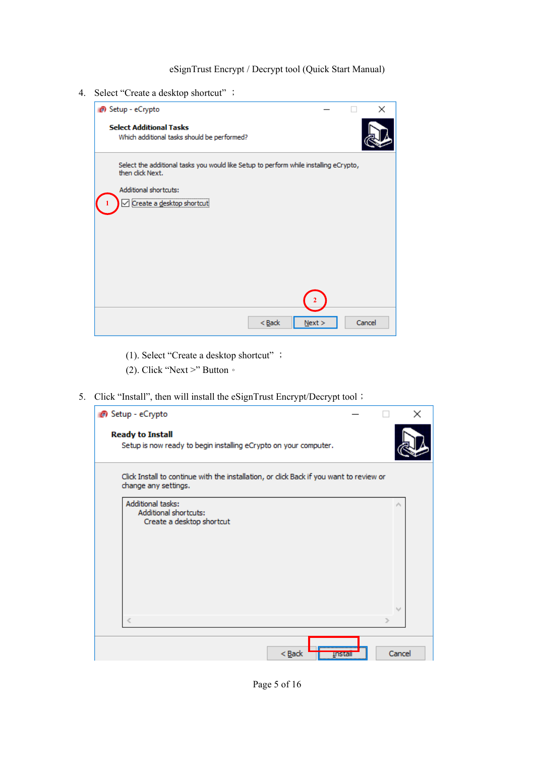4. Select “Create a desktop shortcut” ；

   (1). Select “Create a desktop shortcut” ；

   (2). Click “Next >” Button 。

5. Click “Install”, then will install the eSignTrust Encrypt/Decrypt tool ；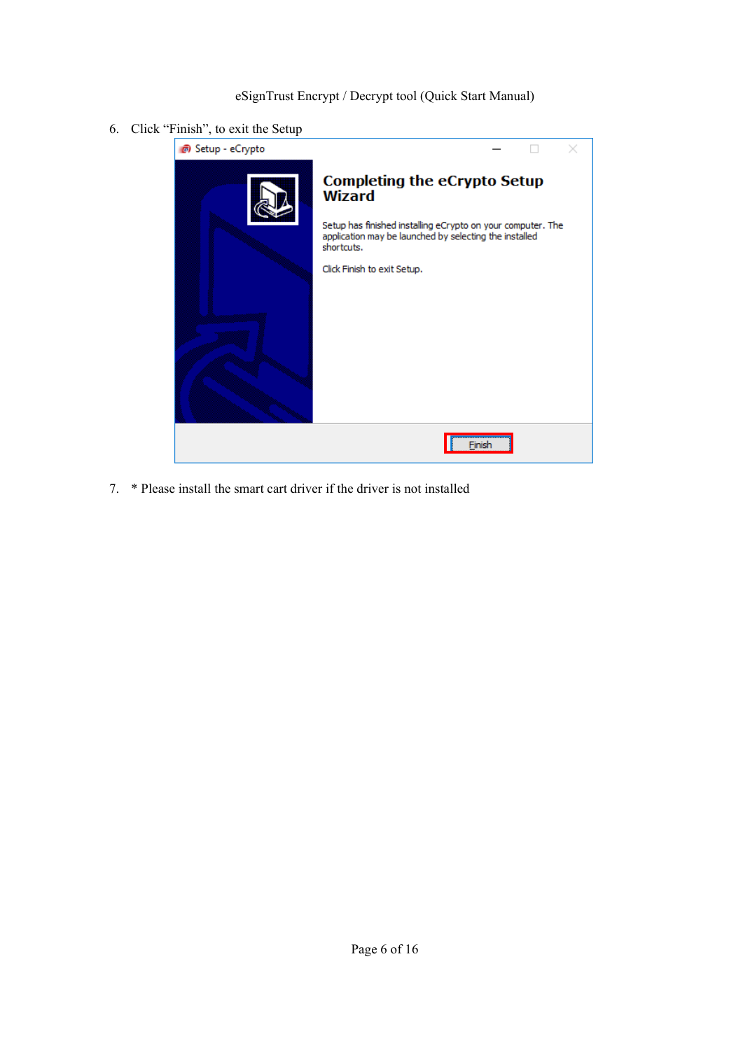6. Click “Finish”, to exit the Setup

7. * Please install the smart cart driver if the driver is not installed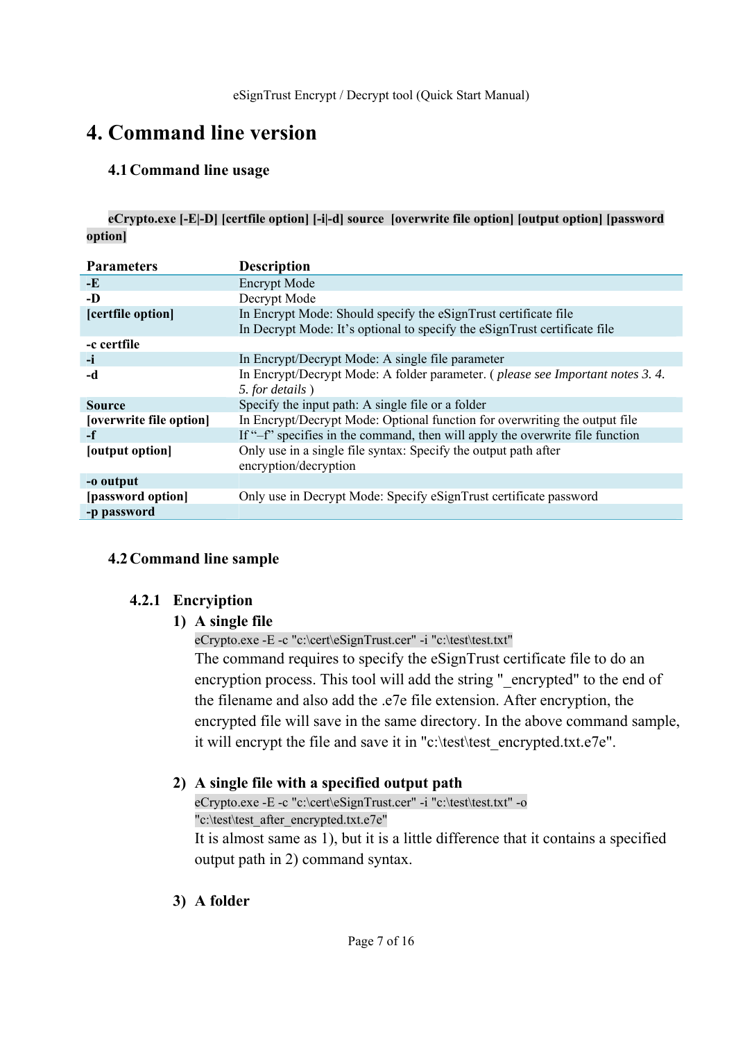# 4. Command line version

## 4.1 Command line usage

**eCrypto.exe [-E|-D] [certfile option] [-i|-d] source [overwrite file option] [output option] [password option]**

| Parameters | Description |
|---|---|
| **-E** | Encrypt Mode |
| **-D** | Decrypt Mode |
| **[certfile option]** | In Encrypt Mode: Should specify the eSignTrust certificate file<br>In Decrypt Mode: It's optional to specify the eSignTrust certificate file |
| **-c certfile** | |
| **-i** | In Encrypt/Decrypt Mode: A single file parameter |
| **-d** | In Encrypt/Decrypt Mode: A folder parameter. ( *please see Important notes 3. 4. 5. for details* ) |
| **Source** | Specify the input path: A single file or a folder |
| **[overwrite file option]** | In Encrypt/Decrypt Mode: Optional function for overwriting the output file |
| **-f** | If "–f" specifies in the command, then will apply the overwrite file function |
| **[output option]** | Only use in a single file syntax: Specify the output path after encryption/decryption |
| **-o output** | |
| **[password option]** | Only use in Decrypt Mode: Specify eSignTrust certificate password |
| **-p password** | |

## 4.2 Command line sample

### 4.2.1 Encriyption

1) **A single file**

   ```
   eCrypto.exe -E -c "c:\cert\eSignTrust.cer" -i "c:\test\test.txt"
   ```

   The command requires to specify the eSignTrust certificate file to do an encryption process. This tool will add the string "_encrypted" to the end of the filename and also add the .e7e file extension. After encryption, the encrypted file will save in the same directory. In the above command sample, it will encrypt the file and save it in "c:\test\test_encrypted.txt.e7e".

2) **A single file with a specified output path**

   ```
   eCrypto.exe -E -c "c:\cert\eSignTrust.cer" -i "c:\test\test.txt" -o "c:\test\test_after_encrypted.txt.e7e"
   ```

   It is almost same as 1), but it is a little difference that it contains a specified output path in 2) command syntax.

3) **A folder**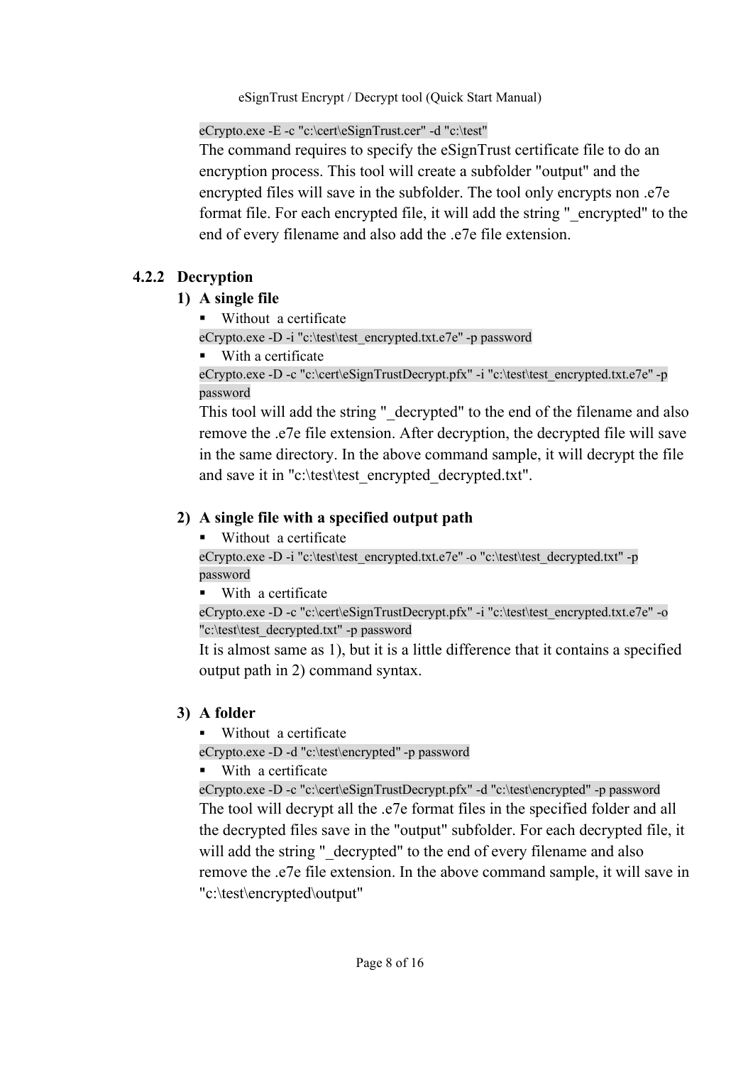```
eCrypto.exe -E -c "c:\cert\eSignTrust.cer" -d "c:\test"
```

The command requires to specify the eSignTrust certificate file to do an encryption process. This tool will create a subfolder "output" and the encrypted files will save in the subfolder. The tool only encrypts non .e7e format file. For each encrypted file, it will add the string "_encrypted" to the end of every filename and also add the .e7e file extension.

### 4.2.2 Decryption

#### 1) A single file

- Without a certificate

```
eCrypto.exe -D -i "c:\test\test_encrypted.txt.e7e" -p password
```

- With a certificate

```
eCrypto.exe -D -c "c:\cert\eSignTrustDecrypt.pfx" -i "c:\test\test_encrypted.txt.e7e" -p password
```

This tool will add the string "_decrypted" to the end of the filename and also remove the .e7e file extension. After decryption, the decrypted file will save in the same directory. In the above command sample, it will decrypt the file and save it in "c:\test\test_encrypted_decrypted.txt".

#### 2) A single file with a specified output path

- Without a certificate

```
eCrypto.exe -D -i "c:\test\test_encrypted.txt.e7e" -o "c:\test\test_decrypted.txt" -p password
```

- With a certificate

```
eCrypto.exe -D -c "c:\cert\eSignTrustDecrypt.pfx" -i "c:\test\test_encrypted.txt.e7e" -o "c:\test\test_decrypted.txt" -p password
```

It is almost same as 1), but it is a little difference that it contains a specified output path in 2) command syntax.

#### 3) A folder

- Without a certificate

```
eCrypto.exe -D -d "c:\test\encrypted" -p password
```

- With a certificate

```
eCrypto.exe -D -c "c:\cert\eSignTrustDecrypt.pfx" -d "c:\test\encrypted" -p password
```

The tool will decrypt all the .e7e format files in the specified folder and all the decrypted files save in the "output" subfolder. For each decrypted file, it will add the string "_decrypted" to the end of every filename and also remove the .e7e file extension. In the above command sample, it will save in "c:\test\encrypted\output"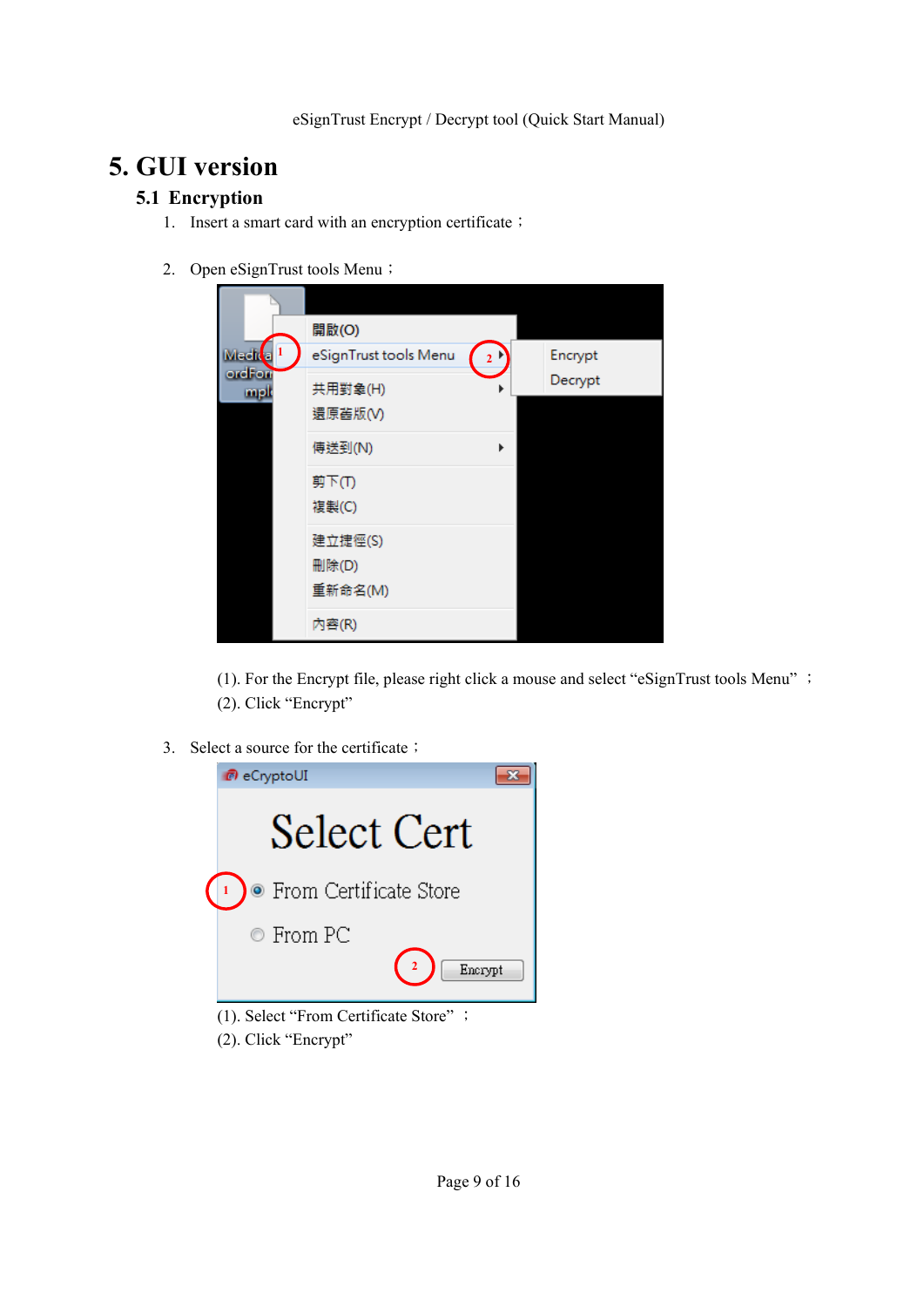# 5. GUI version

## 5.1 Encryption

1. Insert a smart card with an encryption certificate；

2. Open eSignTrust tools Menu；

   (1). For the Encrypt file, please right click a mouse and select “eSignTrust tools Menu” ；
   (2). Click “Encrypt”

3. Select a source for the certificate；

   (1). Select “From Certificate Store” ；
   (2). Click “Encrypt”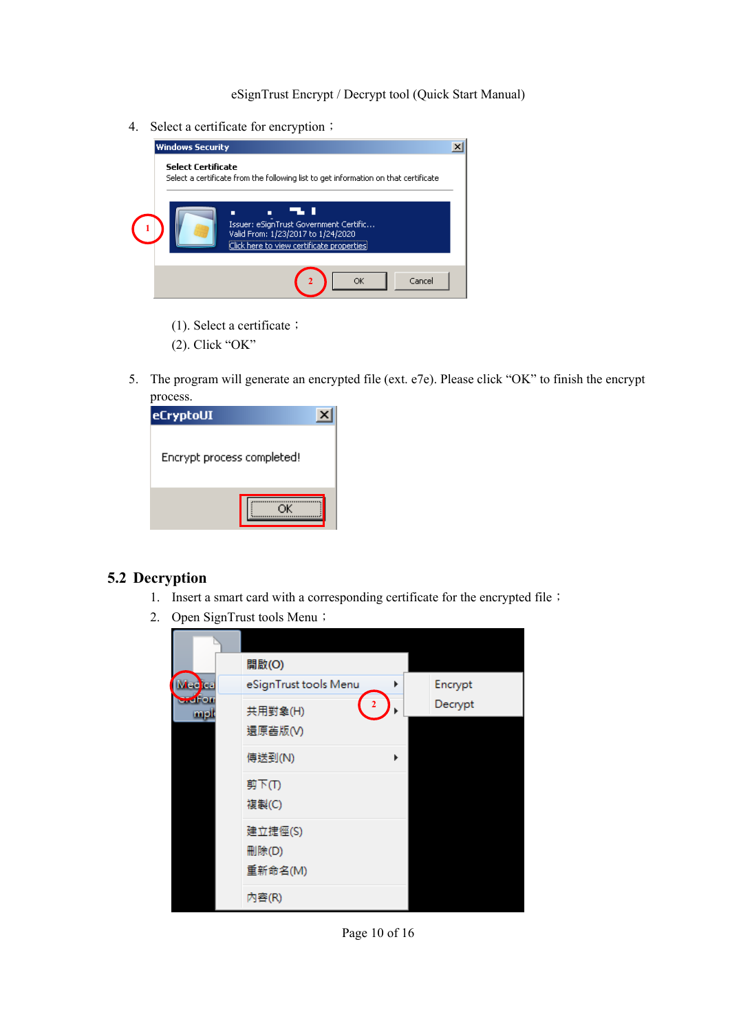4. Select a certificate for encryption；

(1). Select a certificate；
(2). Click “OK”

5. The program will generate an encrypted file (ext. e7e). Please click “OK” to finish the encrypt process.

## 5.2 Decryption

1. Insert a smart card with a corresponding certificate for the encrypted file；
2. Open SignTrust tools Menu；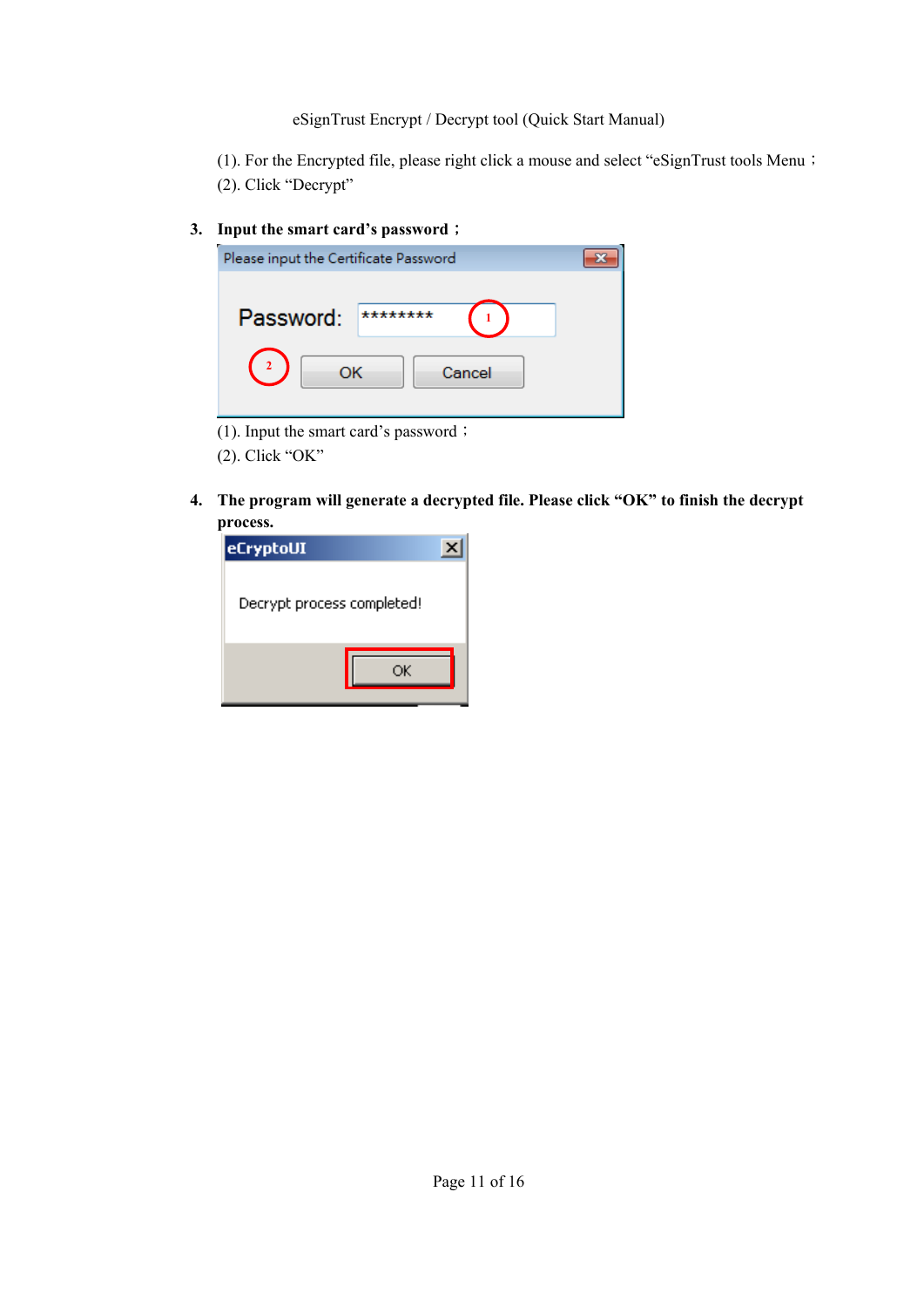(1). For the Encrypted file, please right click a mouse and select “eSignTrust tools Menu；

(2). Click “Decrypt”

3. **Input the smart card’s password；**

(1). Input the smart card’s password；

(2). Click “OK”

4. **The program will generate a decrypted file. Please click “OK” to finish the decrypt process.**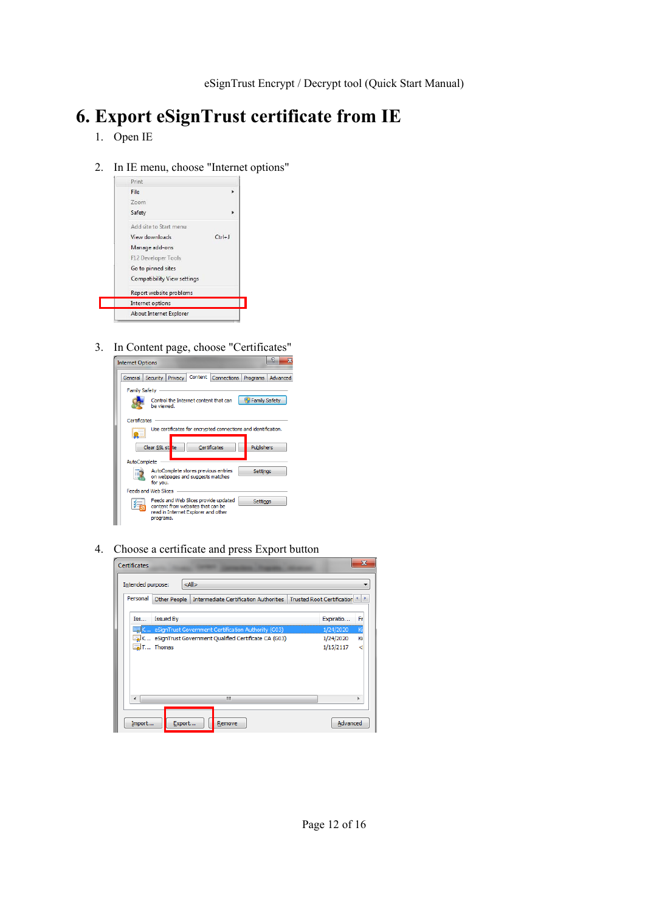# 6. Export eSignTrust certificate from IE

1. Open IE

2. In IE menu, choose "Internet options"

3. In Content page, choose "Certificates"

4. Choose a certificate and press Export button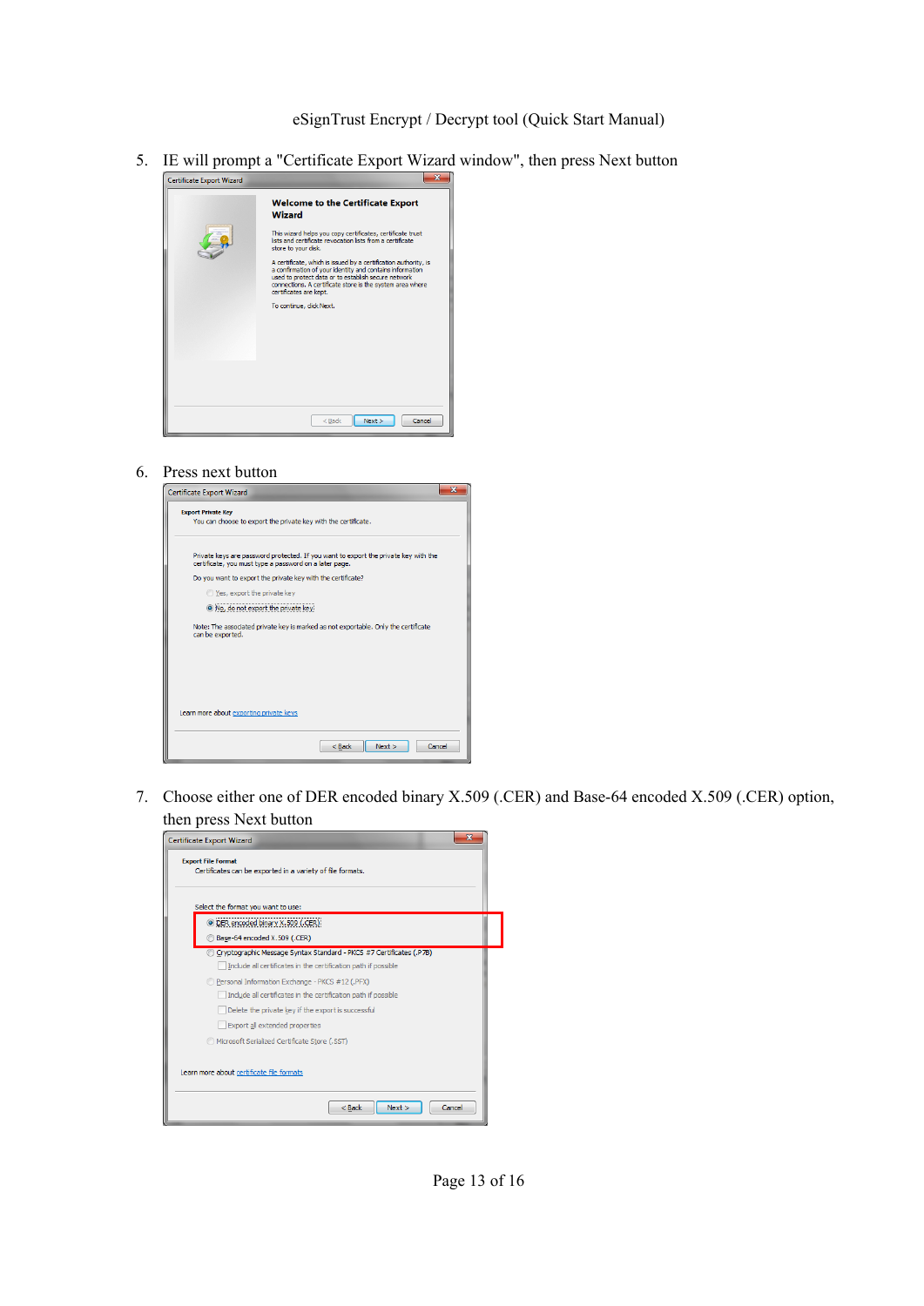5. IE will prompt a "Certificate Export Wizard window", then press Next button

6. Press next button

7. Choose either one of DER encoded binary X.509 (.CER) and Base-64 encoded X.509 (.CER) option, then press Next button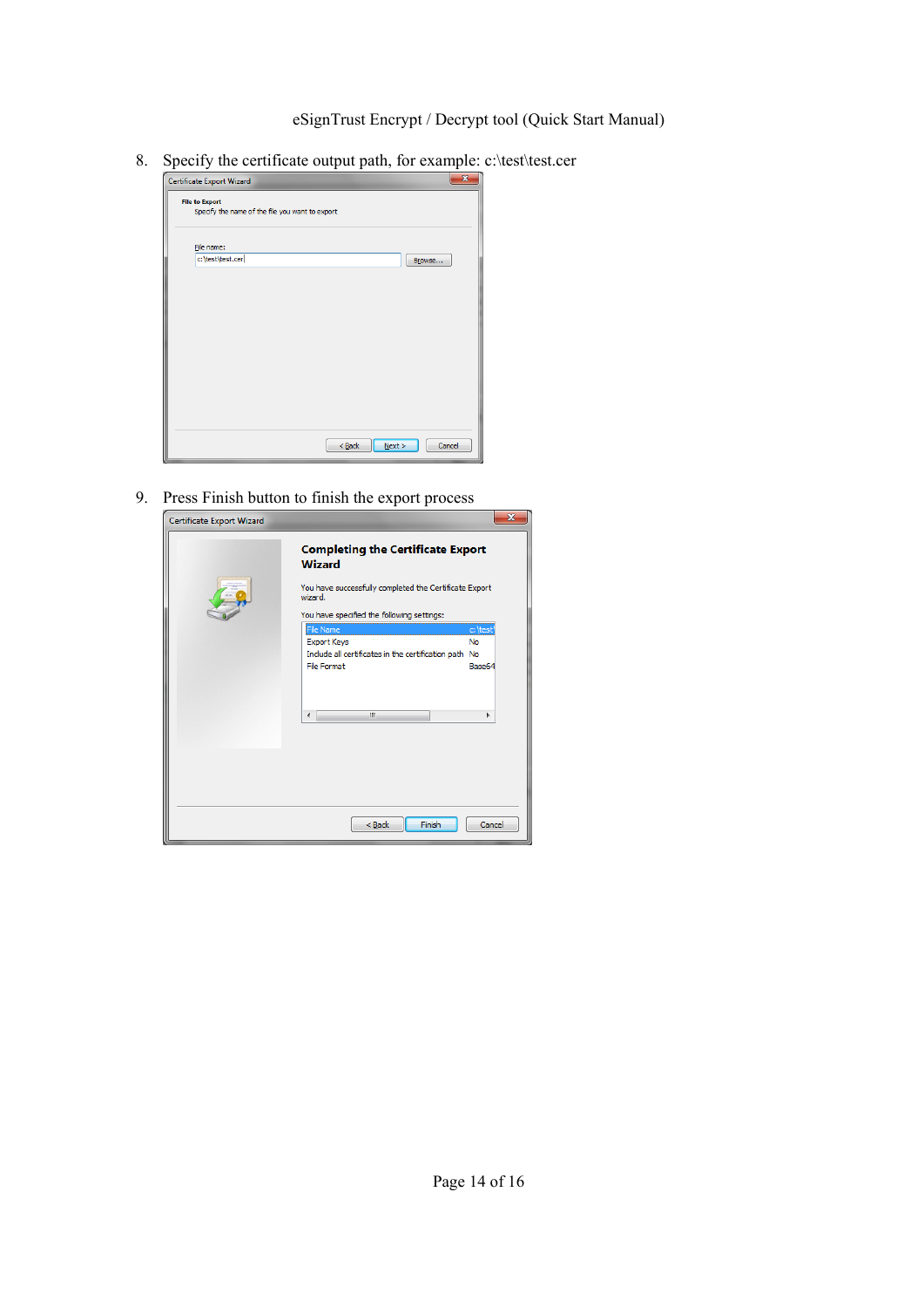8. Specify the certificate output path, for example: c:\test\test.cer

9. Press Finish button to finish the export process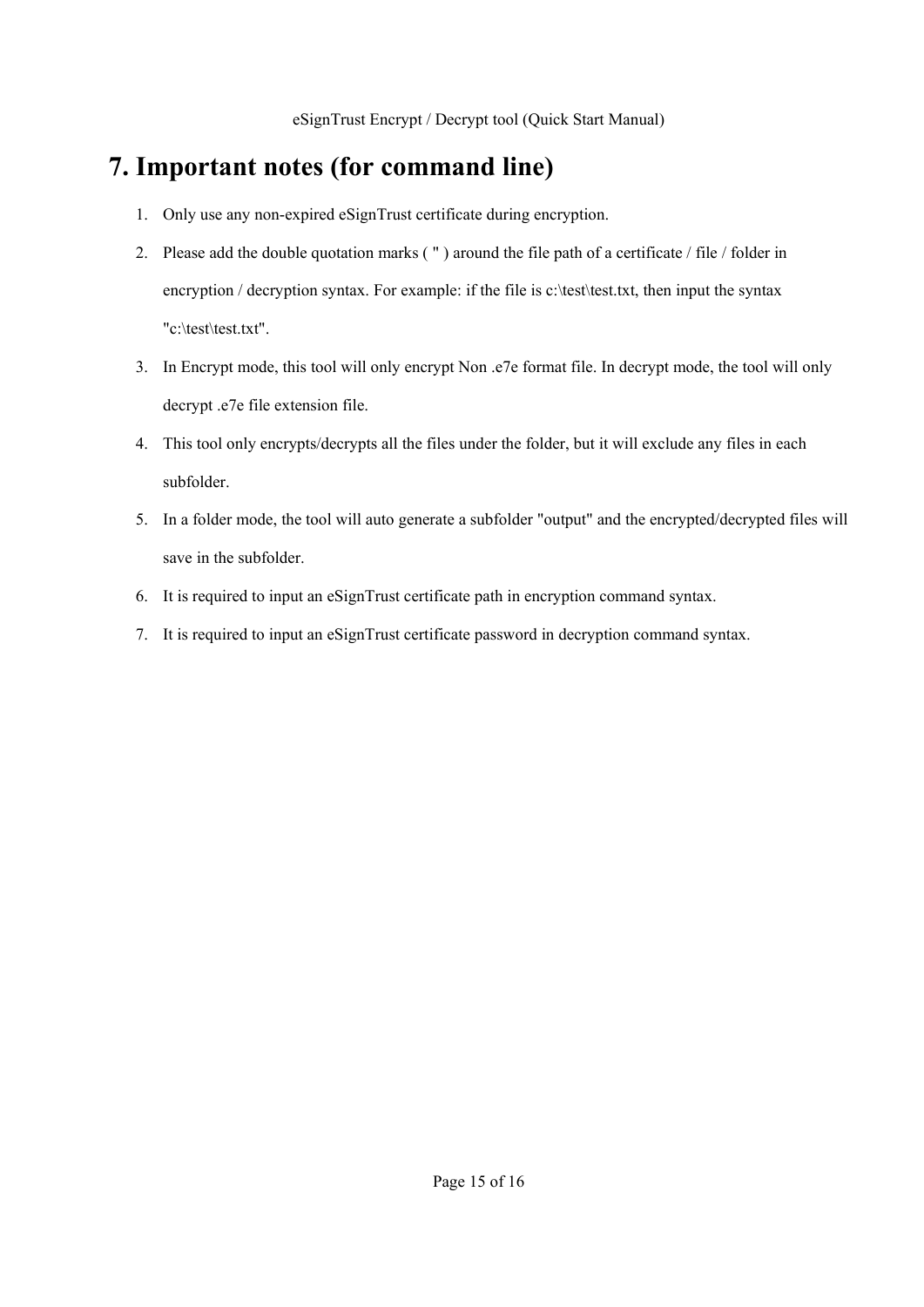# 7. Important notes (for command line)

1. Only use any non-expired eSignTrust certificate during encryption.
2. Please add the double quotation marks ( " ) around the file path of a certificate / file / folder in encryption / decryption syntax. For example: if the file is c:\test\test.txt, then input the syntax "c:\test\test.txt".
3. In Encrypt mode, this tool will only encrypt Non .e7e format file. In decrypt mode, the tool will only decrypt .e7e file extension file.
4. This tool only encrypts/decrypts all the files under the folder, but it will exclude any files in each subfolder.
5. In a folder mode, the tool will auto generate a subfolder "output" and the encrypted/decrypted files will save in the subfolder.
6. It is required to input an eSignTrust certificate path in encryption command syntax.
7. It is required to input an eSignTrust certificate password in decryption command syntax.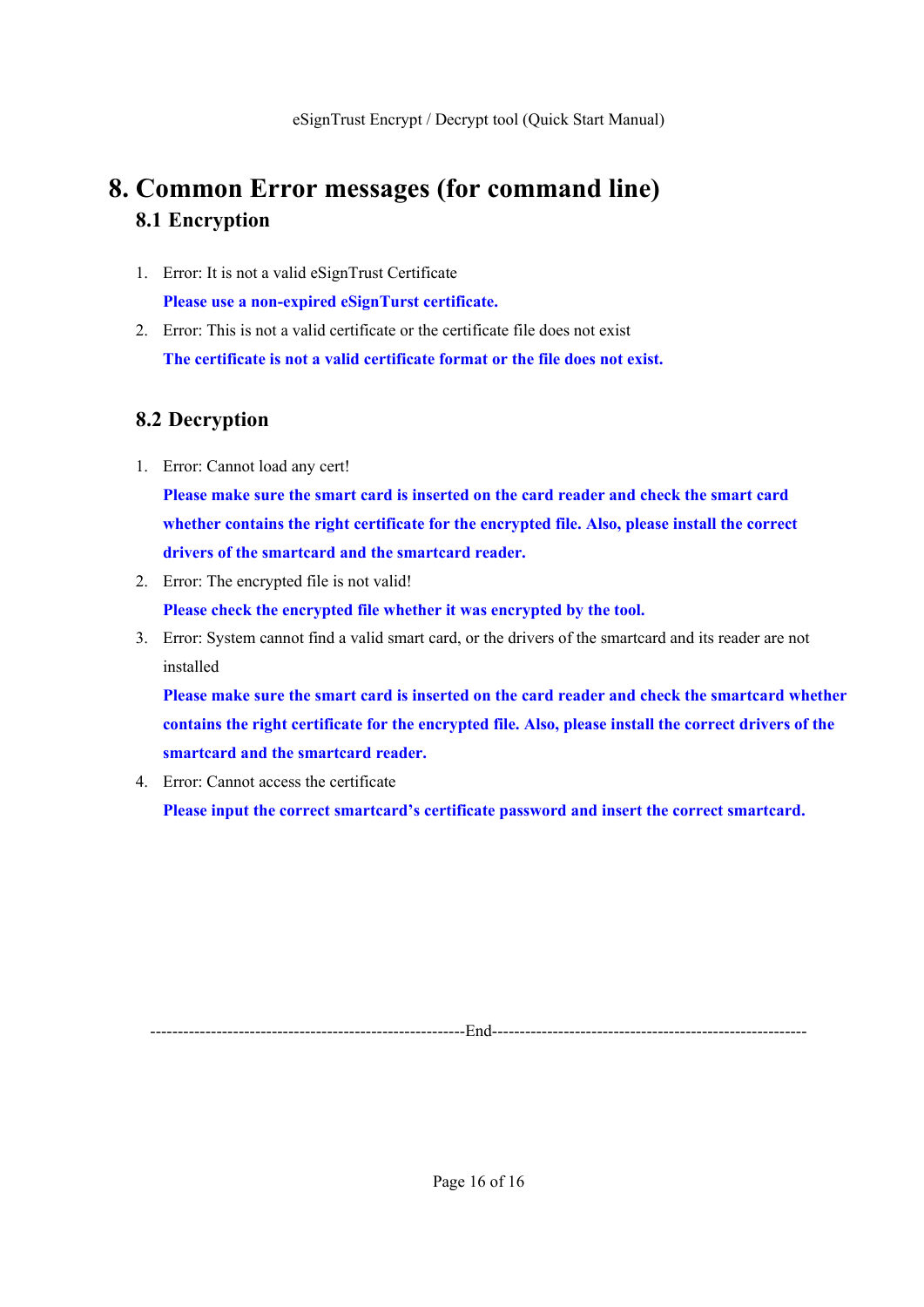# 8. Common Error messages (for command line)

## 8.1 Encryption

1. Error: It is not a valid eSignTrust Certificate

   **Please use a non-expired eSignTurst certificate.**

2. Error: This is not a valid certificate or the certificate file does not exist

   **The certificate is not a valid certificate format or the file does not exist.**

## 8.2 Decryption

1. Error: Cannot load any cert!

   **Please make sure the smart card is inserted on the card reader and check the smart card whether contains the right certificate for the encrypted file. Also, please install the correct drivers of the smartcard and the smartcard reader.**

2. Error: The encrypted file is not valid!

   **Please check the encrypted file whether it was encrypted by the tool.**

3. Error: System cannot find a valid smart card, or the drivers of the smartcard and its reader are not installed

   **Please make sure the smart card is inserted on the card reader and check the smartcard whether contains the right certificate for the encrypted file. Also, please install the correct drivers of the smartcard and the smartcard reader.**

4. Error: Cannot access the certificate

   **Please input the correct smartcard's certificate password and insert the correct smartcard.**

--------------------------------------------------------End--------------------------------------------------------